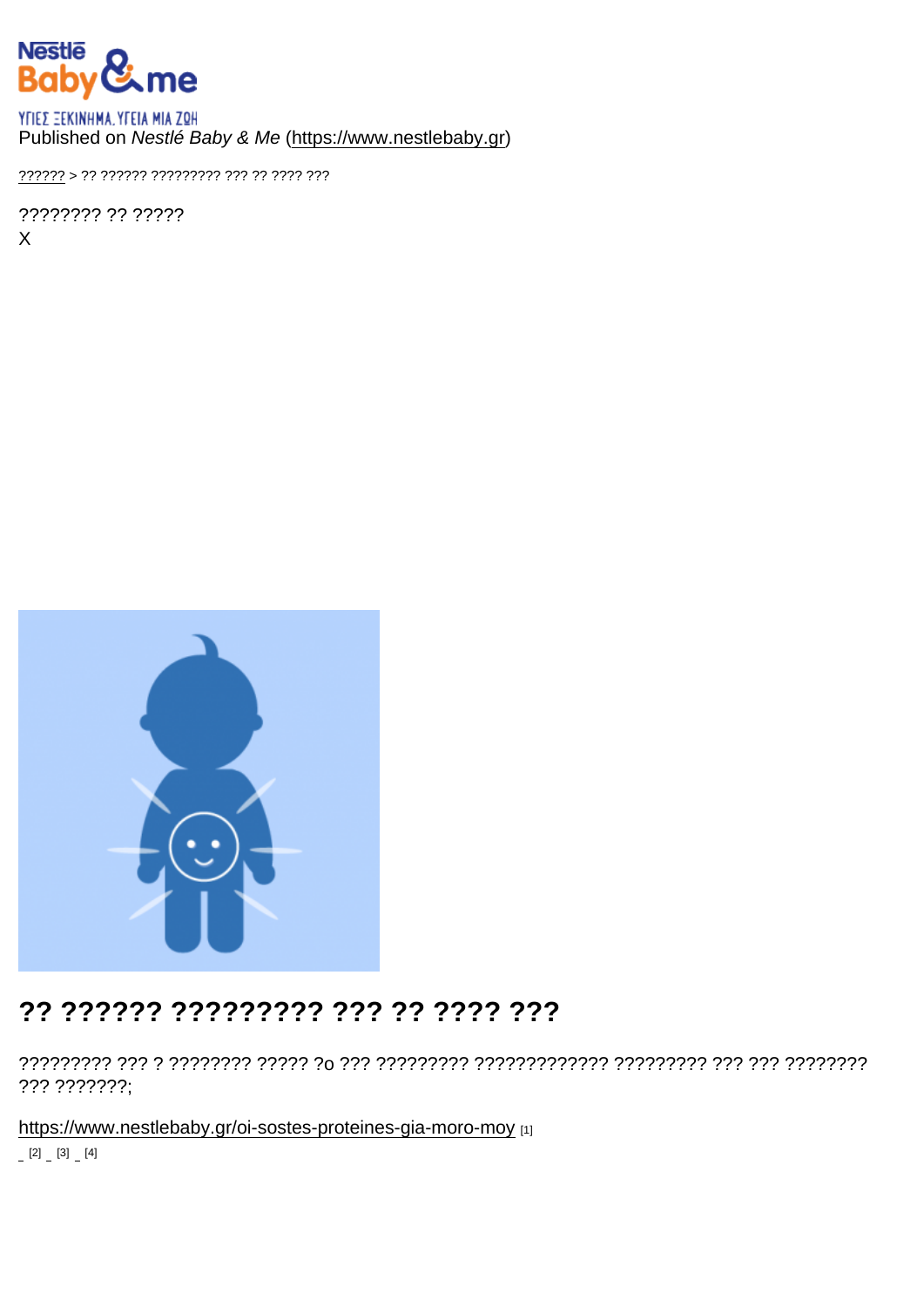ΥΓΙΕΣ ΞΕΚΙΝΗΜΑ. ΥΓΕΙΑ ΜΙΑ ΖΩΗ
Published on *Nestlé Baby & Me* (https://www.nestlebaby.gr)

?????? > ?? ?????? ????????? ??? ?? ???? ???

???????? ?? ?????
X

# ?? ?????? ????????? ??? ?? ???? ???

????????? ??? ? ???????? ????? ?o ??? ????????? ????????????? ????????? ??? ??? ???????? ??? ???????;

https://www.nestlebaby.gr/oi-sostes-proteines-gia-moro-moy [1]

[2] [3] [4]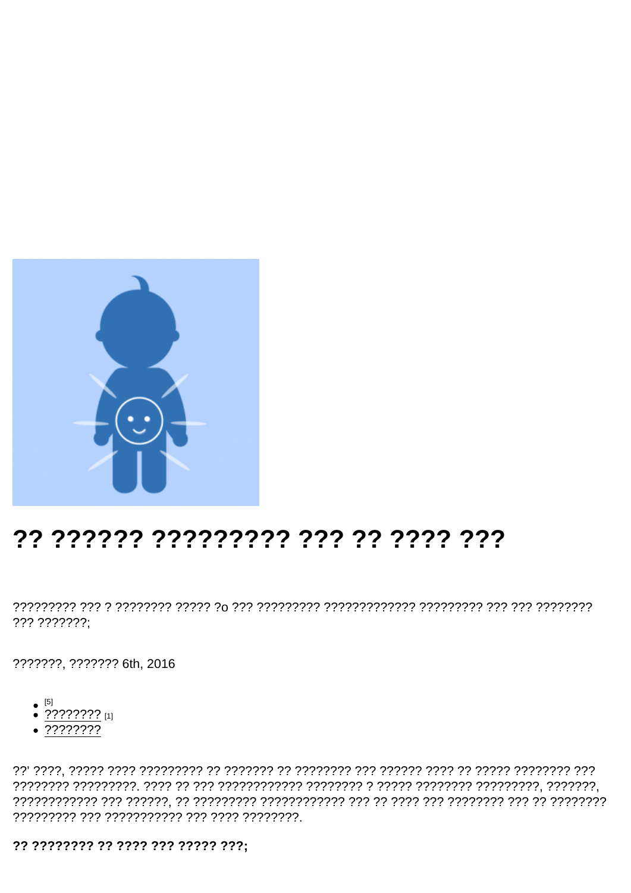# ?? ?????? ????????? ??? ?? ???? ???

????????? ??? ? ???????? ????? ?o ??? ????????? ????????????? ????????? ??? ??? ???????? ??? ???????;

???????, ??????? 6th, 2016

- [5]
- ???????? [1]
- ????????

??' ????, ????? ???? ????????? ?? ??????? ?? ???????? ??? ?????? ???? ?? ????? ???????? ??? ???????? ?????????. ???? ?? ??? ???????????? ???????? ? ????? ???????? ?????????, ???????, ???????????? ??? ??????, ?? ????????? ??????????? ??? ?? ???? ??? ???????? ??? ?? ???????? ????????? ??? ??????????? ??? ???? ????????.

**?? ???????? ?? ???? ??? ????? ???;**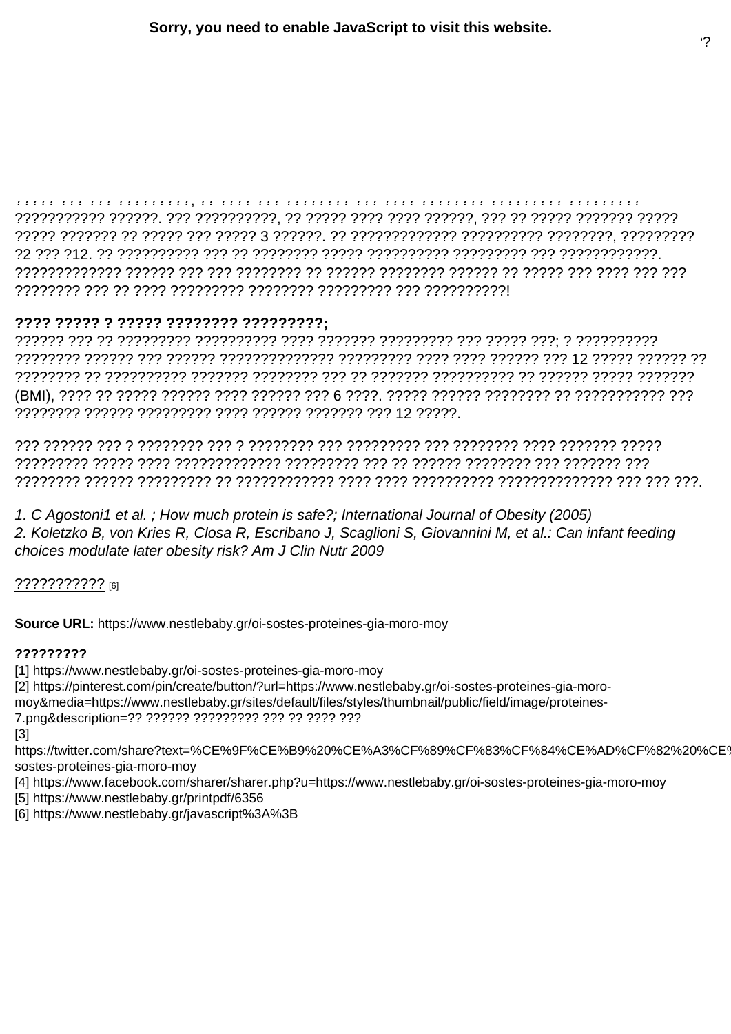**Sorry, you need to enable JavaScript to visit this website.**

??????????? ??????. ??? ??????????, ?? ????? ???? ???? ??????, ??? ?? ????? ??????? ????? ????? ??????? ?? ????? ??? ????? 3 ??????. ?? ????????????? ?????????? ????????, ????????? ?2 ??? ?12. ?? ?????????? ??? ?? ???????? ????? ?????????? ????????? ??? ?????????????. ????????????? ?????? ??? ??? ???????? ?? ?????? ???????? ?????? ?? ????? ??? ???? ??? ??? ???????? ??? ?? ???? ????????? ???????? ????????? ??? ??????????!

**???? ????? ? ????? ???????? ?????????;**

?????? ??? ?? ????????? ?????????? ???? ??????? ????????? ??? ????? ???; ? ?????????? ???????? ?????? ??? ?????? ?????????????? ????????? ???? ???? ?????? ??? 12 ????? ?????? ?? ???????? ?? ?????????? ??????? ???????? ??? ?? ??????? ?????????? ?? ?????? ????? ??????? (BMI), ???? ?? ????? ?????? ???? ?????? ??? 6 ????. ????? ?????? ???????? ?? ??????????? ??? ???????? ?????? ????????? ???? ?????? ??????? ??? 12 ?????.

??? ?????? ??? ? ???????? ??? ? ???????? ??? ????????? ??? ???????? ???? ??????? ????? ????????? ????? ???? ????????????? ????????? ??? ?? ?????? ???????? ??? ??????? ??? ???????? ?????? ????????? ?? ???????????? ???? ???? ?????????? ?????????????? ??? ??? ???.

*1. C Agostoni1 et al. ; How much protein is safe?; International Journal of Obesity (2005)*
*2. Koletzko B, von Kries R, Closa R, Escribano J, Scaglioni S, Giovannini M, et al.: Can infant feeding choices modulate later obesity risk? Am J Clin Nutr 2009*

??????????? [6]

**Source URL:** https://www.nestlebaby.gr/oi-sostes-proteines-gia-moro-moy

**?????????**

[1] https://www.nestlebaby.gr/oi-sostes-proteines-gia-moro-moy
[2] https://pinterest.com/pin/create/button/?url=https://www.nestlebaby.gr/oi-sostes-proteines-gia-moro-moy&media=https://www.nestlebaby.gr/sites/default/files/styles/thumbnail/public/field/image/proteines-7.png&description=?? ?????? ????????? ??? ?? ???? ???
[3] https://twitter.com/share?text=%CE%9F%CE%B9%20%CE%A3%CF%89%CF%83%CF%84%CE%AD%CF%82%20%CE%sostes-proteines-gia-moro-moy
[4] https://www.facebook.com/sharer/sharer.php?u=https://www.nestlebaby.gr/oi-sostes-proteines-gia-moro-moy
[5] https://www.nestlebaby.gr/printpdf/6356
[6] https://www.nestlebaby.gr/javascript%3A%3B